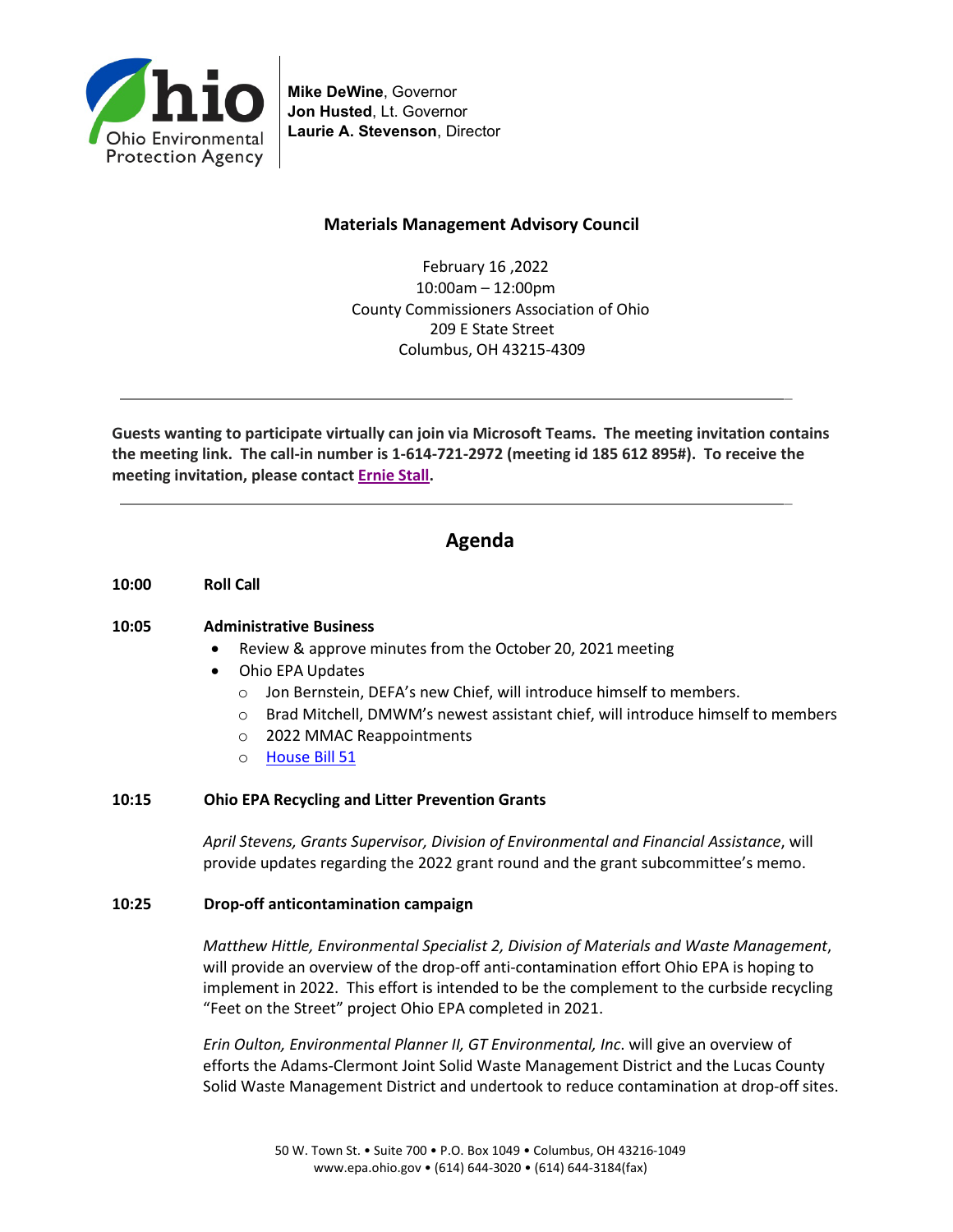Ohio Environmental Protection Agency

**Mike DeWine**, Governor
**Jon Husted**, Lt. Governor
**Laurie A. Stevenson**, Director

### Materials Management Advisory Council

February 16 ,2022
10:00am – 12:00pm
County Commissioners Association of Ohio
209 E State Street
Columbus, OH 43215-4309

---

**Guests wanting to participate virtually can join via Microsoft Teams. The meeting invitation contains the meeting link. The call-in number is 1-614-721-2972 (meeting id 185 612 895#). To receive the meeting invitation, please contact Ernie Stall.**

---

## Agenda

**10:00 Roll Call**

**10:05 Administrative Business**

- Review & approve minutes from the October 20, 2021 meeting
- Ohio EPA Updates
  - Jon Bernstein, DEFA's new Chief, will introduce himself to members.
  - Brad Mitchell, DMWM's newest assistant chief, will introduce himself to members
  - 2022 MMAC Reappointments
  - House Bill 51

**10:15 Ohio EPA Recycling and Litter Prevention Grants**

*April Stevens, Grants Supervisor, Division of Environmental and Financial Assistance*, will provide updates regarding the 2022 grant round and the grant subcommittee's memo.

**10:25 Drop-off anticontamination campaign**

*Matthew Hittle, Environmental Specialist 2, Division of Materials and Waste Management*, will provide an overview of the drop-off anti-contamination effort Ohio EPA is hoping to implement in 2022. This effort is intended to be the complement to the curbside recycling "Feet on the Street" project Ohio EPA completed in 2021.

*Erin Oulton, Environmental Planner II, GT Environmental, Inc*. will give an overview of efforts the Adams-Clermont Joint Solid Waste Management District and the Lucas County Solid Waste Management District and undertook to reduce contamination at drop-off sites.

50 W. Town St. • Suite 700 • P.O. Box 1049 • Columbus, OH 43216-1049
www.epa.ohio.gov • (614) 644-3020 • (614) 644-3184(fax)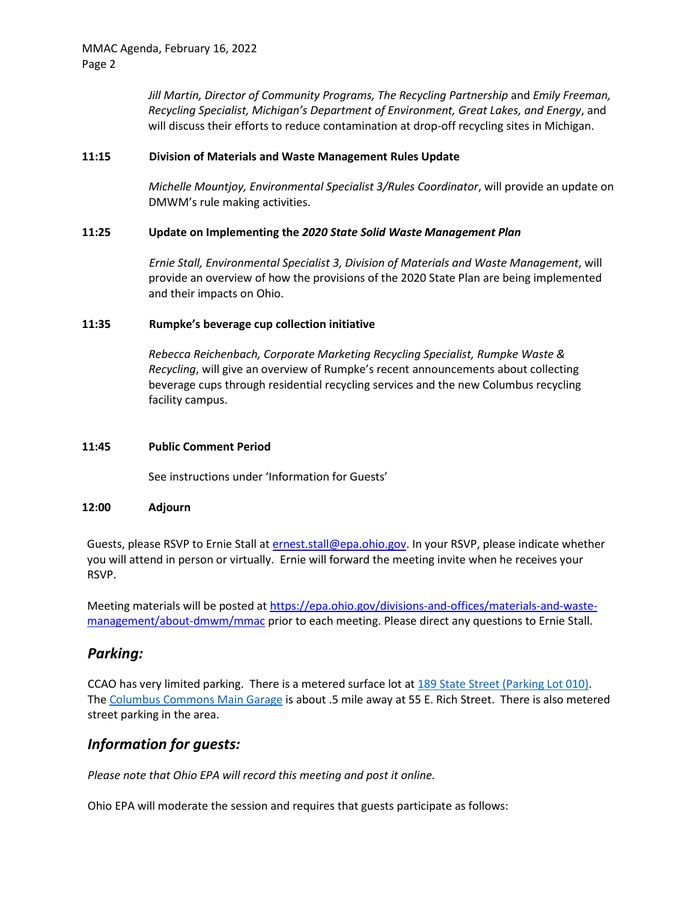*Jill Martin, Director of Community Programs, The Recycling Partnership* and *Emily Freeman, Recycling Specialist, Michigan's Department of Environment, Great Lakes, and Energy*, and will discuss their efforts to reduce contamination at drop-off recycling sites in Michigan.

**11:15 Division of Materials and Waste Management Rules Update**

*Michelle Mountjoy, Environmental Specialist 3/Rules Coordinator*, will provide an update on DMWM's rule making activities.

**11:25 Update on Implementing the *2020 State Solid Waste Management Plan***

*Ernie Stall, Environmental Specialist 3, Division of Materials and Waste Management*, will provide an overview of how the provisions of the 2020 State Plan are being implemented and their impacts on Ohio.

**11:35 Rumpke's beverage cup collection initiative**

*Rebecca Reichenbach, Corporate Marketing Recycling Specialist, Rumpke Waste & Recycling*, will give an overview of Rumpke's recent announcements about collecting beverage cups through residential recycling services and the new Columbus recycling facility campus.

**11:45 Public Comment Period**

See instructions under 'Information for Guests'

**12:00 Adjourn**

Guests, please RSVP to Ernie Stall at ernest.stall@epa.ohio.gov. In your RSVP, please indicate whether you will attend in person or virtually. Ernie will forward the meeting invite when he receives your RSVP.

Meeting materials will be posted at https://epa.ohio.gov/divisions-and-offices/materials-and-waste-management/about-dmwm/mmac prior to each meeting. Please direct any questions to Ernie Stall.

## *Parking:*

CCAO has very limited parking. There is a metered surface lot at 189 State Street (Parking Lot 010). The Columbus Commons Main Garage is about .5 mile away at 55 E. Rich Street. There is also metered street parking in the area.

## *Information for guests:*

*Please note that Ohio EPA will record this meeting and post it online.*

Ohio EPA will moderate the session and requires that guests participate as follows: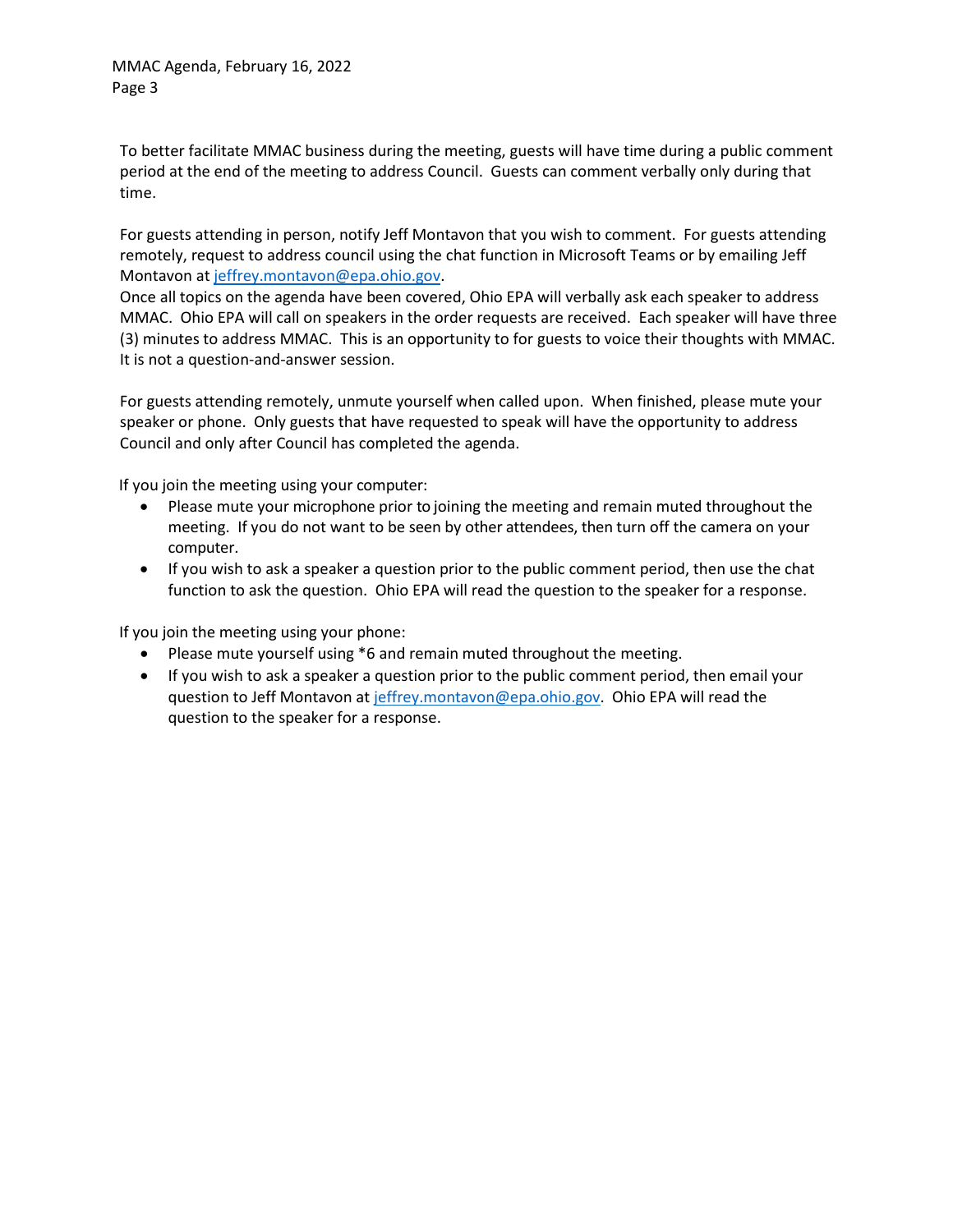To better facilitate MMAC business during the meeting, guests will have time during a public comment period at the end of the meeting to address Council. Guests can comment verbally only during that time.

For guests attending in person, notify Jeff Montavon that you wish to comment. For guests attending remotely, request to address council using the chat function in Microsoft Teams or by emailing Jeff Montavon at jeffrey.montavon@epa.ohio.gov.
Once all topics on the agenda have been covered, Ohio EPA will verbally ask each speaker to address MMAC. Ohio EPA will call on speakers in the order requests are received. Each speaker will have three (3) minutes to address MMAC. This is an opportunity to for guests to voice their thoughts with MMAC. It is not a question-and-answer session.

For guests attending remotely, unmute yourself when called upon. When finished, please mute your speaker or phone. Only guests that have requested to speak will have the opportunity to address Council and only after Council has completed the agenda.

If you join the meeting using your computer:

- Please mute your microphone prior to joining the meeting and remain muted throughout the meeting. If you do not want to be seen by other attendees, then turn off the camera on your computer.
- If you wish to ask a speaker a question prior to the public comment period, then use the chat function to ask the question. Ohio EPA will read the question to the speaker for a response.

If you join the meeting using your phone:

- Please mute yourself using *6 and remain muted throughout the meeting.
- If you wish to ask a speaker a question prior to the public comment period, then email your question to Jeff Montavon at jeffrey.montavon@epa.ohio.gov. Ohio EPA will read the question to the speaker for a response.